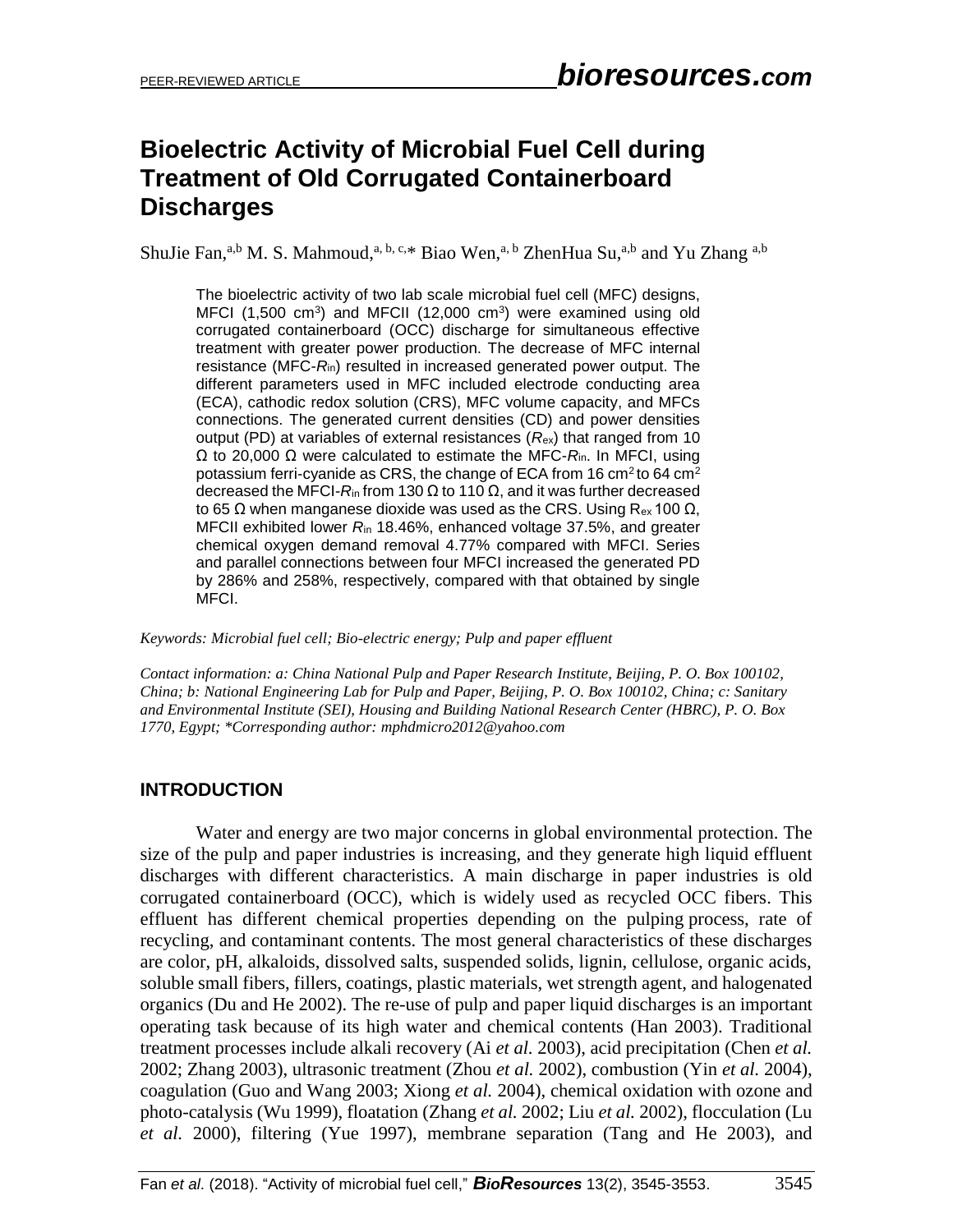# Bioelectric Activity of Microbial Fuel Cell during Treatment of Old Corrugated Containerboard Discharges

ShuJie Fan,[a,b] M. S. Mahmoud,[a, b, c,*] Biao Wen,[a, b] ZhenHua Su,[a,b] and Yu Zhang [a,b]

The bioelectric activity of two lab scale microbial fuel cell (MFC) designs, MFCI (1,500 $cm^3$) and MFCII (12,000 $cm^3$) were examined using old corrugated containerboard (OCC) discharge for simultaneous effective treatment with greater power production. The decrease of MFC internal resistance (MFC-$R_{in}$) resulted in increased generated power output. The different parameters used in MFC included electrode conducting area (ECA), cathodic redox solution (CRS), MFC volume capacity, and MFCs connections. The generated current densities (CD) and power densities output (PD) at variables of external resistances ($R_{ex}$) that ranged from 10 Ω to 20,000 Ω were calculated to estimate the MFC-$R_{in}$. In MFCI, using potassium ferri-cyanide as CRS, the change of ECA from 16 $cm^2$ to 64 $cm^2$ decreased the MFCI-$R_{in}$ from 130 Ω to 110 Ω, and it was further decreased to 65 Ω when manganese dioxide was used as the CRS. Using $R_{ex}$ 100 Ω, MFCII exhibited lower $R_{in}$ 18.46%, enhanced voltage 37.5%, and greater chemical oxygen demand removal 4.77% compared with MFCI. Series and parallel connections between four MFCI increased the generated PD by 286% and 258%, respectively, compared with that obtained by single MFCI.

*Keywords: Microbial fuel cell; Bio-electric energy; Pulp and paper effluent*

*Contact information: a: China National Pulp and Paper Research Institute, Beijing, P. O. Box 100102, China; b: National Engineering Lab for Pulp and Paper, Beijing, P. O. Box 100102, China; c: Sanitary and Environmental Institute (SEI), Housing and Building National Research Center (HBRC), P. O. Box 1770, Egypt; *Corresponding author: mphdmicro2012@yahoo.com*

## INTRODUCTION

Water and energy are two major concerns in global environmental protection. The size of the pulp and paper industries is increasing, and they generate high liquid effluent discharges with different characteristics. A main discharge in paper industries is old corrugated containerboard (OCC), which is widely used as recycled OCC fibers. This effluent has different chemical properties depending on the pulping process, rate of recycling, and contaminant contents. The most general characteristics of these discharges are color, pH, alkaloids, dissolved salts, suspended solids, lignin, cellulose, organic acids, soluble small fibers, fillers, coatings, plastic materials, wet strength agent, and halogenated organics (Du and He 2002). The re-use of pulp and paper liquid discharges is an important operating task because of its high water and chemical contents (Han 2003). Traditional treatment processes include alkali recovery (Ai *et al.* 2003), acid precipitation (Chen *et al.* 2002; Zhang 2003), ultrasonic treatment (Zhou *et al.* 2002), combustion (Yin *et al.* 2004), coagulation (Guo and Wang 2003; Xiong *et al.* 2004), chemical oxidation with ozone and photo-catalysis (Wu 1999), floatation (Zhang *et al.* 2002; Liu *et al.* 2002), flocculation (Lu *et al.* 2000), filtering (Yue 1997), membrane separation (Tang and He 2003), and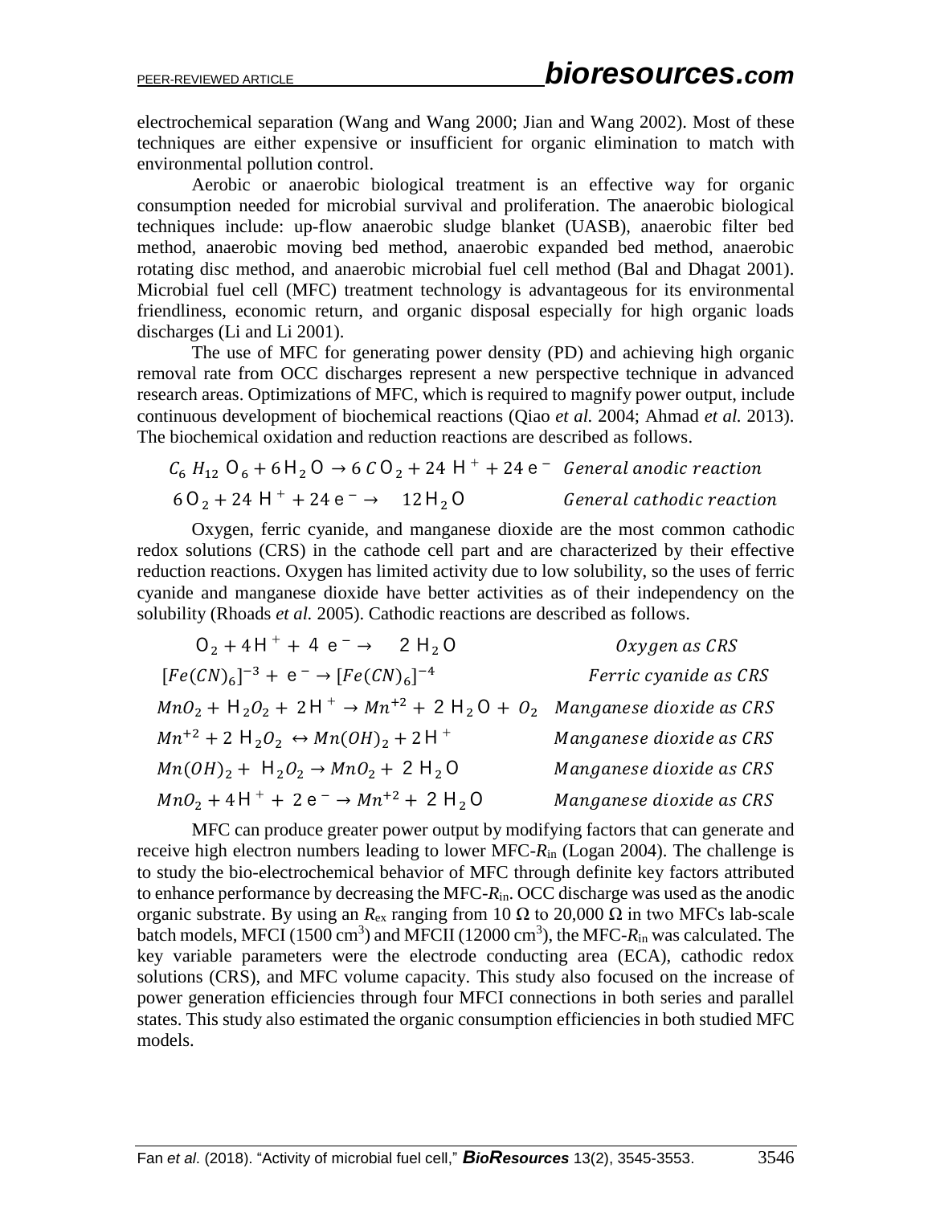electrochemical separation (Wang and Wang 2000; Jian and Wang 2002). Most of these techniques are either expensive or insufficient for organic elimination to match with environmental pollution control.

Aerobic or anaerobic biological treatment is an effective way for organic consumption needed for microbial survival and proliferation. The anaerobic biological techniques include: up-flow anaerobic sludge blanket (UASB), anaerobic filter bed method, anaerobic moving bed method, anaerobic expanded bed method, anaerobic rotating disc method, and anaerobic microbial fuel cell method (Bal and Dhagat 2001). Microbial fuel cell (MFC) treatment technology is advantageous for its environmental friendliness, economic return, and organic disposal especially for high organic loads discharges (Li and Li 2001).

The use of MFC for generating power density (PD) and achieving high organic removal rate from OCC discharges represent a new perspective technique in advanced research areas. Optimizations of MFC, which is required to magnify power output, include continuous development of biochemical reactions (Qiao *et al.* 2004; Ahmad *et al.* 2013). The biochemical oxidation and reduction reactions are described as follows.

$$C_6H_{12}O_6 + 6H_2O \rightarrow 6CO_2 + 24H^+ + 24e^- \quad \textit{General anodic reaction}$$

$$6O_2 + 24H^+ + 24e^- \rightarrow 12H_2O \quad \textit{General cathodic reaction}$$

Oxygen, ferric cyanide, and manganese dioxide are the most common cathodic redox solutions (CRS) in the cathode cell part and are characterized by their effective reduction reactions. Oxygen has limited activity due to low solubility, so the uses of ferric cyanide and manganese dioxide have better activities as of their independency on the solubility (Rhoads *et al.* 2005). Cathodic reactions are described as follows.

$$O_2 + 4H^+ + 4e^- \rightarrow 2H_2O \quad \textit{Oxygen as CRS}$$

$$[Fe(CN)_6]^{-3} + e^- \rightarrow [Fe(CN)_6]^{-4} \quad \textit{Ferric cyanide as CRS}$$

$$MnO_2 + H_2O_2 + 2H^+ \rightarrow Mn^{+2} + 2H_2O + O_2 \quad \textit{Manganese dioxide as CRS}$$

$$Mn^{+2} + 2H_2O_2 \leftrightarrow Mn(OH)_2 + 2H^+ \quad \textit{Manganese dioxide as CRS}$$

$$Mn(OH)_2 + H_2O_2 \rightarrow MnO_2 + 2H_2O \quad \textit{Manganese dioxide as CRS}$$

$$MnO_2 + 4H^+ + 2e^- \rightarrow Mn^{+2} + 2H_2O \quad \textit{Manganese dioxide as CRS}$$

MFC can produce greater power output by modifying factors that can generate and receive high electron numbers leading to lower MFC-$R_{in}$ (Logan 2004). The challenge is to study the bio-electrochemical behavior of MFC through definite key factors attributed to enhance performance by decreasing the MFC-$R_{in}$. OCC discharge was used as the anodic organic substrate. By using an $R_{ex}$ ranging from 10 Ω to 20,000 Ω in two MFCs lab-scale batch models, MFCI (1500 $cm^3$) and MFCII (12000 $cm^3$), the MFC-$R_{in}$ was calculated. The key variable parameters were the electrode conducting area (ECA), cathodic redox solutions (CRS), and MFC volume capacity. This study also focused on the increase of power generation efficiencies through four MFCI connections in both series and parallel states. This study also estimated the organic consumption efficiencies in both studied MFC models.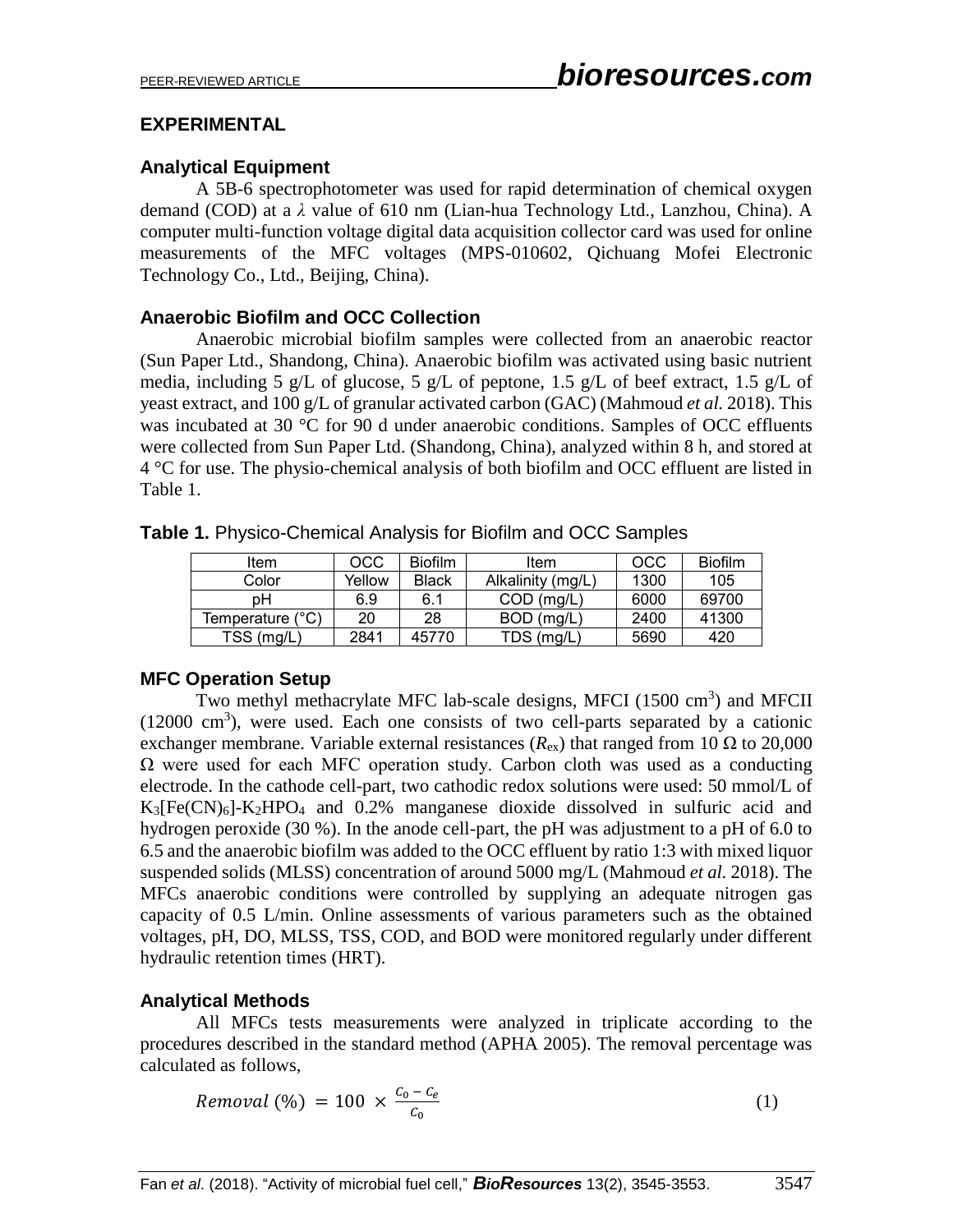## EXPERIMENTAL

### Analytical Equipment

A 5B-6 spectrophotometer was used for rapid determination of chemical oxygen demand (COD) at a $\lambda$ value of 610 nm (Lian-hua Technology Ltd., Lanzhou, China). A computer multi-function voltage digital data acquisition collector card was used for online measurements of the MFC voltages (MPS-010602, Qichuang Mofei Electronic Technology Co., Ltd., Beijing, China).

### Anaerobic Biofilm and OCC Collection

Anaerobic microbial biofilm samples were collected from an anaerobic reactor (Sun Paper Ltd., Shandong, China). Anaerobic biofilm was activated using basic nutrient media, including 5 g/L of glucose, 5 g/L of peptone, 1.5 g/L of beef extract, 1.5 g/L of yeast extract, and 100 g/L of granular activated carbon (GAC) (Mahmoud *et al.* 2018). This was incubated at 30 °C for 90 d under anaerobic conditions. Samples of OCC effluents were collected from Sun Paper Ltd. (Shandong, China), analyzed within 8 h, and stored at 4 °C for use. The physio-chemical analysis of both biofilm and OCC effluent are listed in Table 1.

**Table 1.** Physico-Chemical Analysis for Biofilm and OCC Samples

| Item | OCC | Biofilm | Item | OCC | Biofilm |
|---|---|---|---|---|---|
| Color | Yellow | Black | Alkalinity (mg/L) | 1300 | 105 |
| pH | 6.9 | 6.1 | COD (mg/L) | 6000 | 69700 |
| Temperature (°C) | 20 | 28 | BOD (mg/L) | 2400 | 41300 |
| TSS (mg/L) | 2841 | 45770 | TDS (mg/L) | 5690 | 420 |

### MFC Operation Setup

Two methyl methacrylate MFC lab-scale designs, MFCI (1500 $cm^3$) and MFCII (12000 $cm^3$), were used. Each one consists of two cell-parts separated by a cationic exchanger membrane. Variable external resistances ($R_{ex}$) that ranged from 10 $\Omega$ to 20,000 $\Omega$ were used for each MFC operation study. Carbon cloth was used as a conducting electrode. In the cathode cell-part, two cathodic redox solutions were used: 50 mmol/L of $K_3[Fe(CN)_6]$-$K_2HPO_4$ and 0.2% manganese dioxide dissolved in sulfuric acid and hydrogen peroxide (30 %). In the anode cell-part, the pH was adjustment to a pH of 6.0 to 6.5 and the anaerobic biofilm was added to the OCC effluent by ratio 1:3 with mixed liquor suspended solids (MLSS) concentration of around 5000 mg/L (Mahmoud *et al.* 2018). The MFCs anaerobic conditions were controlled by supplying an adequate nitrogen gas capacity of 0.5 L/min. Online assessments of various parameters such as the obtained voltages, pH, DO, MLSS, TSS, COD, and BOD were monitored regularly under different hydraulic retention times (HRT).

### Analytical Methods

All MFCs tests measurements were analyzed in triplicate according to the procedures described in the standard method (APHA 2005). The removal percentage was calculated as follows,

$$Removal\ (\%) = 100 \times \frac{C_0 - C_e}{C_0} \tag{1}$$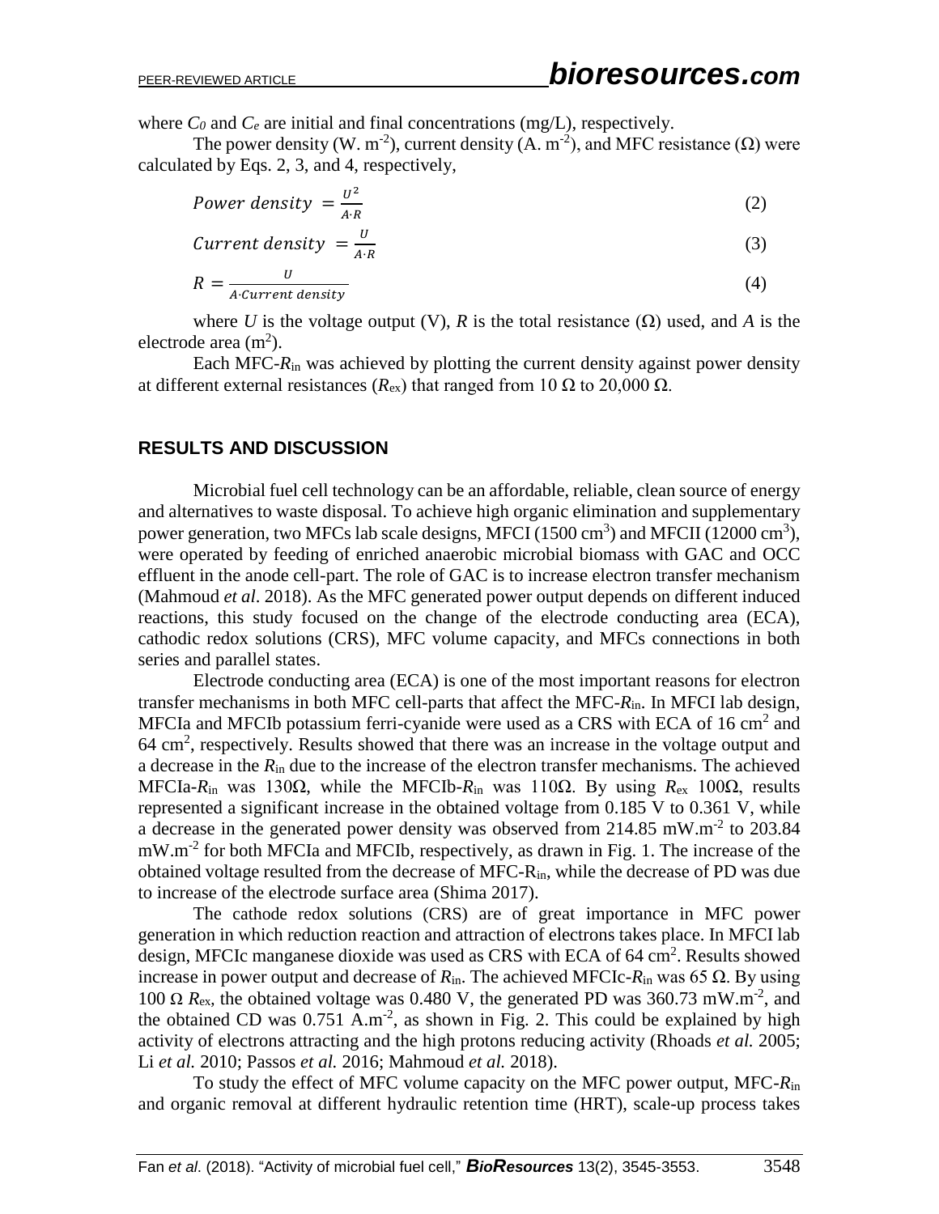where $C_0$ and $C_e$ are initial and final concentrations (mg/L), respectively.

The power density (W. m$^{-2}$), current density (A. m$^{-2}$), and MFC resistance ($\Omega$) were calculated by Eqs. 2, 3, and 4, respectively,

$$Power\ density\ = \frac{U^2}{A \cdot R} \tag{2}$$

$$Current\ density\ = \frac{U}{A \cdot R} \tag{3}$$

$$R = \frac{U}{A \cdot Current\ density} \tag{4}$$

where $U$ is the voltage output (V), $R$ is the total resistance ($\Omega$) used, and $A$ is the electrode area (m$^2$).

Each MFC-$R_{in}$ was achieved by plotting the current density against power density at different external resistances ($R_{ex}$) that ranged from 10 $\Omega$ to 20,000 $\Omega$.

## RESULTS AND DISCUSSION

Microbial fuel cell technology can be an affordable, reliable, clean source of energy and alternatives to waste disposal. To achieve high organic elimination and supplementary power generation, two MFCs lab scale designs, MFCI (1500 cm$^3$) and MFCII (12000 cm$^3$), were operated by feeding of enriched anaerobic microbial biomass with GAC and OCC effluent in the anode cell-part. The role of GAC is to increase electron transfer mechanism (Mahmoud *et al*. 2018). As the MFC generated power output depends on different induced reactions, this study focused on the change of the electrode conducting area (ECA), cathodic redox solutions (CRS), MFC volume capacity, and MFCs connections in both series and parallel states.

Electrode conducting area (ECA) is one of the most important reasons for electron transfer mechanisms in both MFC cell-parts that affect the MFC-$R_{in}$. In MFCI lab design, MFCIa and MFCIb potassium ferri-cyanide were used as a CRS with ECA of 16 cm$^2$ and 64 cm$^2$, respectively. Results showed that there was an increase in the voltage output and a decrease in the $R_{in}$ due to the increase of the electron transfer mechanisms. The achieved MFCIa-$R_{in}$ was 130$\Omega$, while the MFCIb-$R_{in}$ was 110$\Omega$. By using $R_{ex}$ 100$\Omega$, results represented a significant increase in the obtained voltage from 0.185 V to 0.361 V, while a decrease in the generated power density was observed from 214.85 mW.m$^{-2}$ to 203.84 mW.m$^{-2}$ for both MFCIa and MFCIb, respectively, as drawn in Fig. 1. The increase of the obtained voltage resulted from the decrease of MFC-$R_{in}$, while the decrease of PD was due to increase of the electrode surface area (Shima 2017).

The cathode redox solutions (CRS) are of great importance in MFC power generation in which reduction reaction and attraction of electrons takes place. In MFCI lab design, MFCIc manganese dioxide was used as CRS with ECA of 64 cm$^2$. Results showed increase in power output and decrease of $R_{in}$. The achieved MFCIc-$R_{in}$ was 65 $\Omega$. By using 100 $\Omega$ $R_{ex}$, the obtained voltage was 0.480 V, the generated PD was 360.73 mW.m$^{-2}$, and the obtained CD was 0.751 A.m$^{-2}$, as shown in Fig. 2. This could be explained by high activity of electrons attracting and the high protons reducing activity (Rhoads *et al.* 2005; Li *et al.* 2010; Passos *et al.* 2016; Mahmoud *et al.* 2018).

To study the effect of MFC volume capacity on the MFC power output, MFC-$R_{in}$ and organic removal at different hydraulic retention time (HRT), scale-up process takes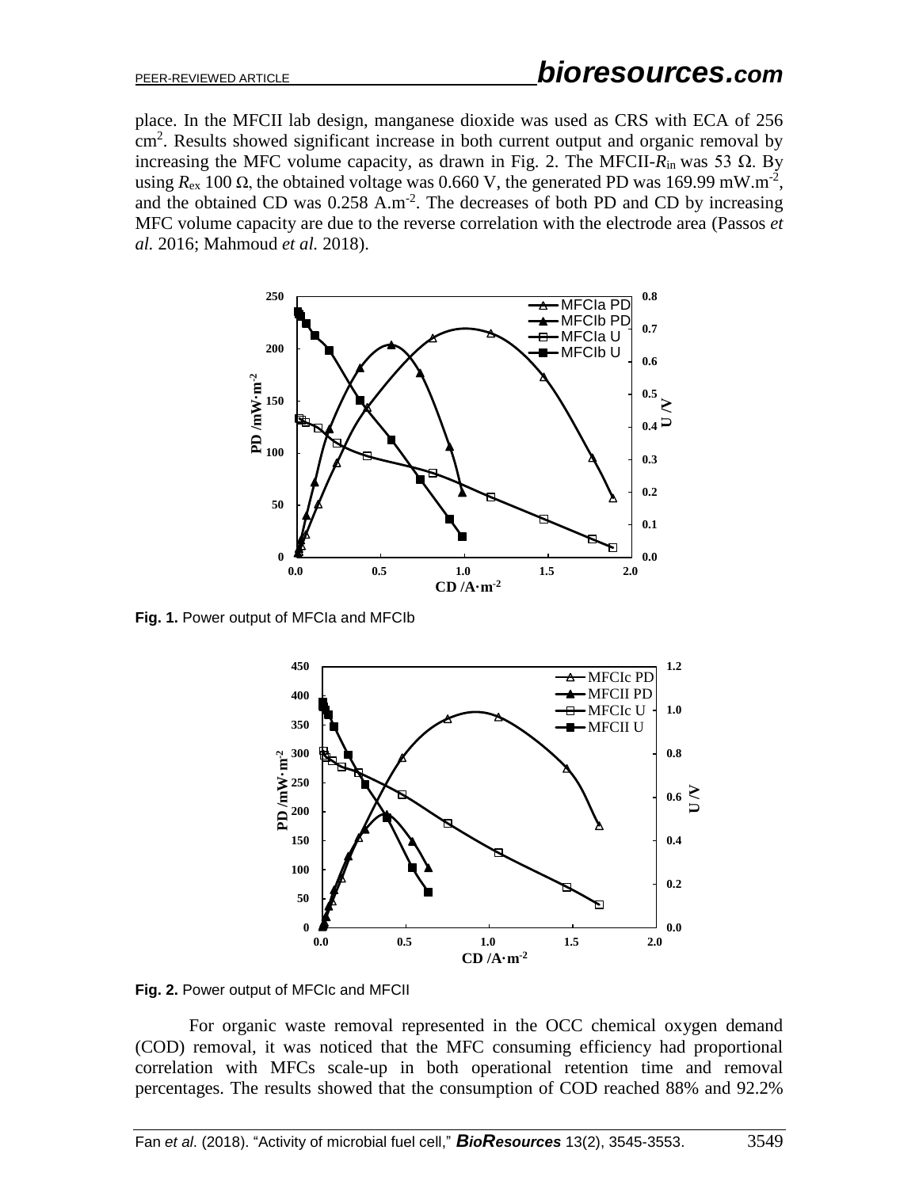place. In the MFCII lab design, manganese dioxide was used as CRS with ECA of 256 $cm^2$. Results showed significant increase in both current output and organic removal by increasing the MFC volume capacity, as drawn in Fig. 2. The MFCII-$R_{in}$ was 53 Ω. By using $R_{ex}$ 100 Ω, the obtained voltage was 0.660 V, the generated PD was 169.99 $mW.m^{-2}$, and the obtained CD was 0.258 $A.m^{-2}$. The decreases of both PD and CD by increasing MFC volume capacity are due to the reverse correlation with the electrode area (Passos *et al.* 2016; Mahmoud *et al.* 2018).

**Fig. 1.** Power output of MFCIa and MFCIb

**Fig. 2.** Power output of MFCIc and MFCII

For organic waste removal represented in the OCC chemical oxygen demand (COD) removal, it was noticed that the MFC consuming efficiency had proportional correlation with MFCs scale-up in both operational retention time and removal percentages. The results showed that the consumption of COD reached 88% and 92.2%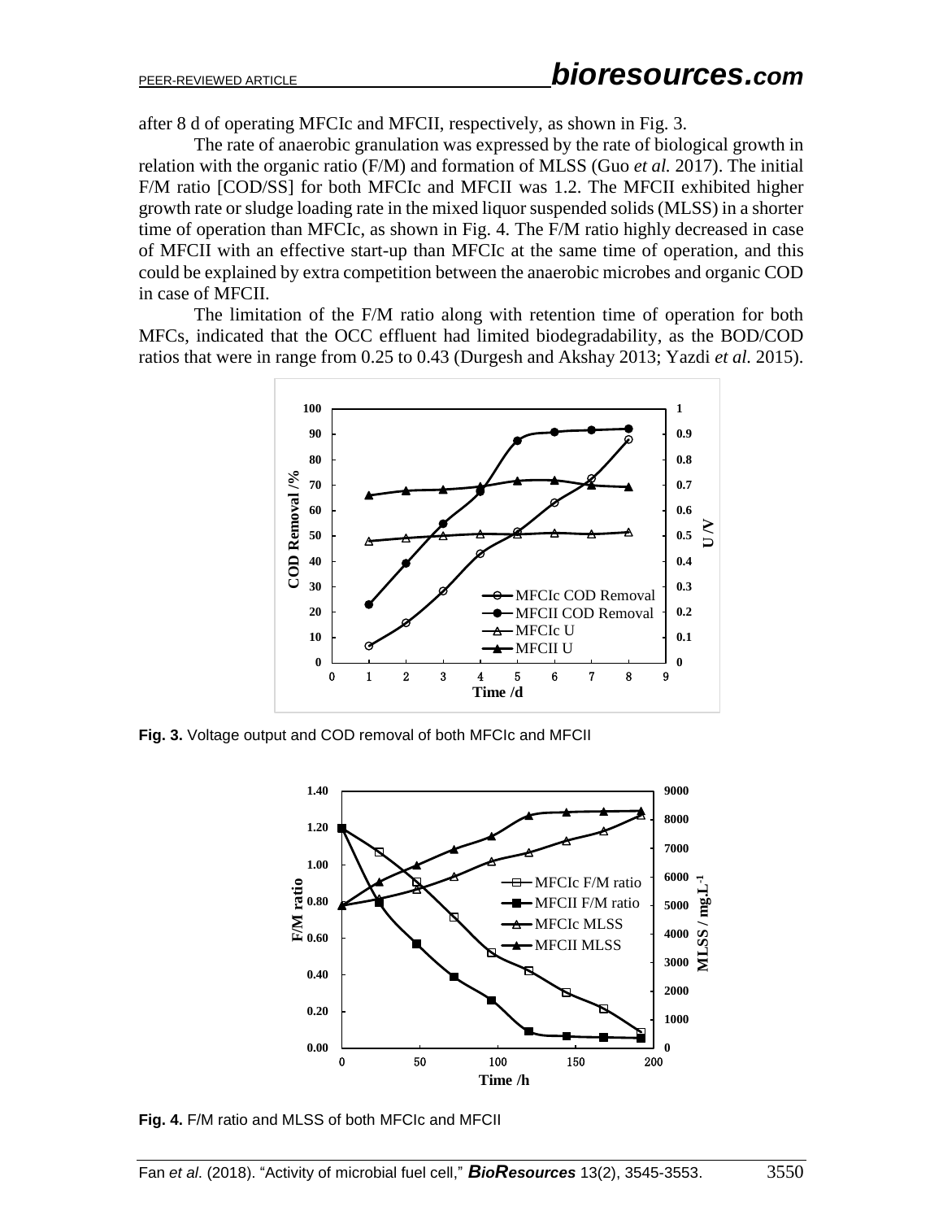after 8 d of operating MFCIc and MFCII, respectively, as shown in Fig. 3.

The rate of anaerobic granulation was expressed by the rate of biological growth in relation with the organic ratio (F/M) and formation of MLSS (Guo *et al.* 2017). The initial F/M ratio [COD/SS] for both MFCIc and MFCII was 1.2. The MFCII exhibited higher growth rate or sludge loading rate in the mixed liquor suspended solids (MLSS) in a shorter time of operation than MFCIc, as shown in Fig. 4. The F/M ratio highly decreased in case of MFCII with an effective start-up than MFCIc at the same time of operation, and this could be explained by extra competition between the anaerobic microbes and organic COD in case of MFCII.

The limitation of the F/M ratio along with retention time of operation for both MFCs, indicated that the OCC effluent had limited biodegradability, as the BOD/COD ratios that were in range from 0.25 to 0.43 (Durgesh and Akshay 2013; Yazdi *et al.* 2015).

**Fig. 3.** Voltage output and COD removal of both MFCIc and MFCII

**Fig. 4.** F/M ratio and MLSS of both MFCIc and MFCII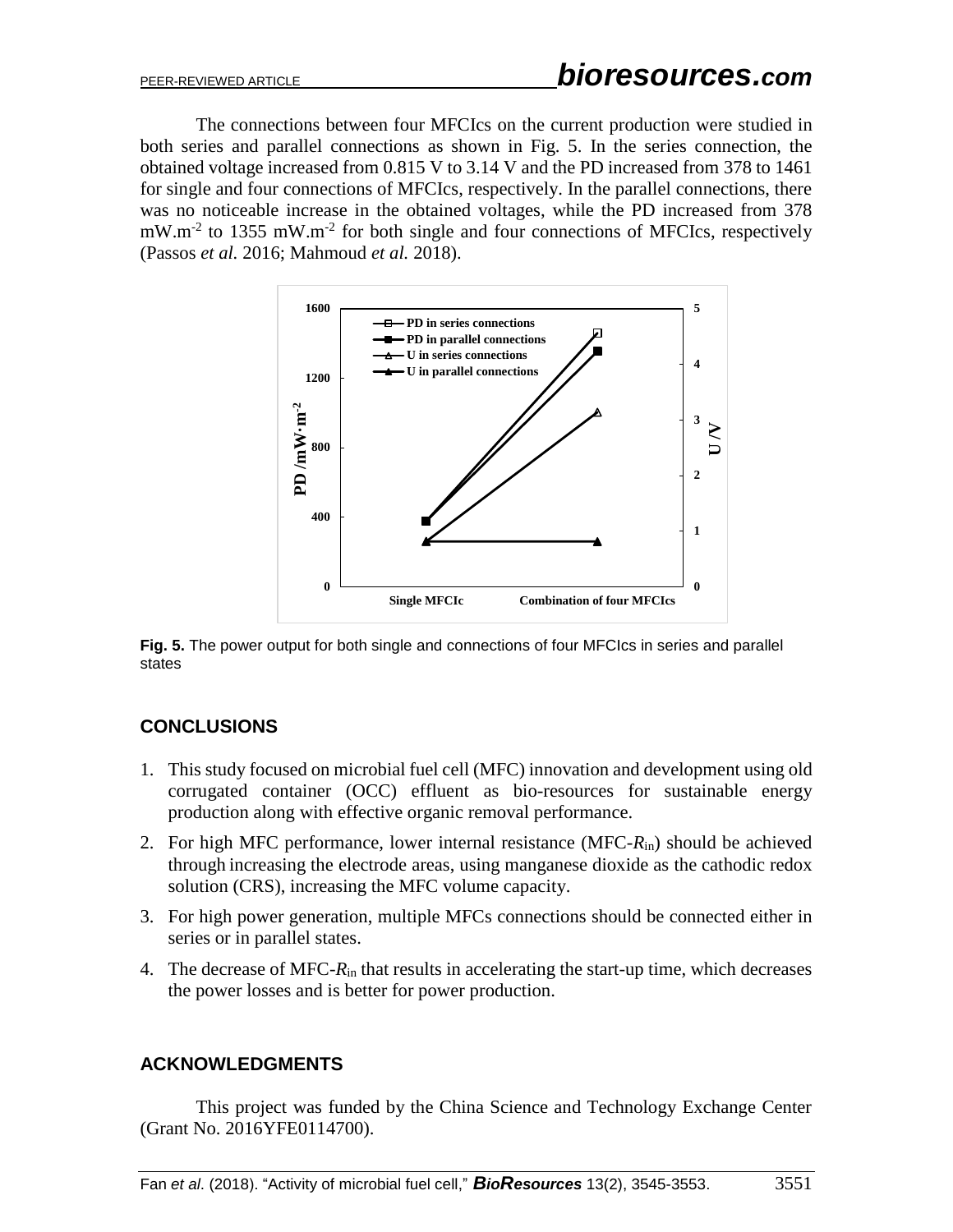The connections between four MFCIcs on the current production were studied in both series and parallel connections as shown in Fig. 5. In the series connection, the obtained voltage increased from 0.815 V to 3.14 V and the PD increased from 378 to 1461 for single and four connections of MFCIcs, respectively. In the parallel connections, there was no noticeable increase in the obtained voltages, while the PD increased from 378 $mW.m^{-2}$ to 1355 $mW.m^{-2}$ for both single and four connections of MFCIcs, respectively (Passos *et al.* 2016; Mahmoud *et al.* 2018).

**Fig. 5.** The power output for both single and connections of four MFCIcs in series and parallel states

## CONCLUSIONS

1. This study focused on microbial fuel cell (MFC) innovation and development using old corrugated container (OCC) effluent as bio-resources for sustainable energy production along with effective organic removal performance.
2. For high MFC performance, lower internal resistance (MFC-$R_{in}$) should be achieved through increasing the electrode areas, using manganese dioxide as the cathodic redox solution (CRS), increasing the MFC volume capacity.
3. For high power generation, multiple MFCs connections should be connected either in series or in parallel states.
4. The decrease of MFC-$R_{in}$ that results in accelerating the start-up time, which decreases the power losses and is better for power production.

## ACKNOWLEDGMENTS

This project was funded by the China Science and Technology Exchange Center (Grant No. 2016YFE0114700).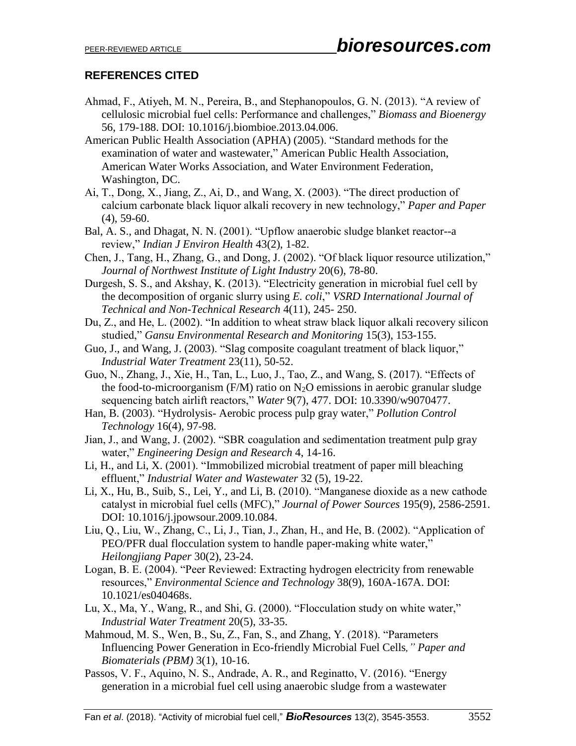## REFERENCES CITED

Ahmad, F., Atiyeh, M. N., Pereira, B., and Stephanopoulos, G. N. (2013). "A review of cellulosic microbial fuel cells: Performance and challenges," *Biomass and Bioenergy* 56, 179-188. DOI: 10.1016/j.biombioe.2013.04.006.

American Public Health Association (APHA) (2005). "Standard methods for the examination of water and wastewater," American Public Health Association, American Water Works Association, and Water Environment Federation, Washington, DC.

Ai, T., Dong, X., Jiang, Z., Ai, D., and Wang, X. (2003). "The direct production of calcium carbonate black liquor alkali recovery in new technology," *Paper and Paper* (4), 59-60.

Bal, A. S., and Dhagat, N. N. (2001). "Upflow anaerobic sludge blanket reactor--a review," *Indian J Environ Health* 43(2), 1-82.

Chen, J., Tang, H., Zhang, G., and Dong, J. (2002). "Of black liquor resource utilization," *Journal of Northwest Institute of Light Industry* 20(6), 78-80.

Durgesh, S. S., and Akshay, K. (2013). "Electricity generation in microbial fuel cell by the decomposition of organic slurry using *E. coli*," *VSRD International Journal of Technical and Non-Technical Research* 4(11), 245- 250.

Du, Z., and He, L. (2002). "In addition to wheat straw black liquor alkali recovery silicon studied," *Gansu Environmental Research and Monitoring* 15(3), 153-155.

Guo, J., and Wang, J. (2003). "Slag composite coagulant treatment of black liquor," *Industrial Water Treatment* 23(11), 50-52.

Guo, N., Zhang, J., Xie, H., Tan, L., Luo, J., Tao, Z., and Wang, S. (2017). "Effects of the food-to-microorganism (F/M) ratio on $N_2O$ emissions in aerobic granular sludge sequencing batch airlift reactors," *Water* 9(7), 477. DOI: 10.3390/w9070477.

Han, B. (2003). "Hydrolysis- Aerobic process pulp gray water," *Pollution Control Technology* 16(4), 97-98.

Jian, J., and Wang, J. (2002). "SBR coagulation and sedimentation treatment pulp gray water," *Engineering Design and Research* 4, 14-16.

Li, H., and Li, X. (2001). "Immobilized microbial treatment of paper mill bleaching effluent," *Industrial Water and Wastewater* 32 (5), 19-22.

Li, X., Hu, B., Suib, S., Lei, Y., and Li, B. (2010). "Manganese dioxide as a new cathode catalyst in microbial fuel cells (MFC)," *Journal of Power Sources* 195(9), 2586-2591. DOI: 10.1016/j.jpowsour.2009.10.084.

Liu, Q., Liu, W., Zhang, C., Li, J., Tian, J., Zhan, H., and He, B. (2002). "Application of PEO/PFR dual flocculation system to handle paper-making white water," *Heilongjiang Paper* 30(2), 23-24.

Logan, B. E. (2004). "Peer Reviewed: Extracting hydrogen electricity from renewable resources," *Environmental Science and Technology* 38(9), 160A-167A. DOI: 10.1021/es040468s.

Lu, X., Ma, Y., Wang, R., and Shi, G. (2000). "Flocculation study on white water," *Industrial Water Treatment* 20(5), 33-35.

Mahmoud, M. S., Wen, B., Su, Z., Fan, S., and Zhang, Y. (2018). "Parameters Influencing Power Generation in Eco-friendly Microbial Fuel Cells*," Paper and Biomaterials (PBM)* 3(1), 10-16.

Passos, V. F., Aquino, N. S., Andrade, A. R., and Reginatto, V. (2016). "Energy generation in a microbial fuel cell using anaerobic sludge from a wastewater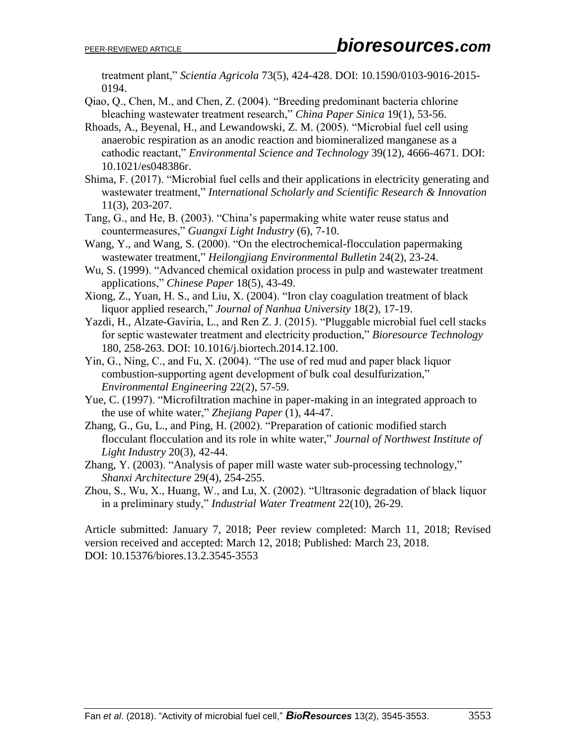treatment plant," *Scientia Agricola* 73(5), 424-428. DOI: 10.1590/0103-9016-2015-0194.

Qiao, Q., Chen, M., and Chen, Z. (2004). "Breeding predominant bacteria chlorine bleaching wastewater treatment research," *China Paper Sinica* 19(1), 53-56.

Rhoads, A., Beyenal, H., and Lewandowski, Z. M. (2005). "Microbial fuel cell using anaerobic respiration as an anodic reaction and biomineralized manganese as a cathodic reactant," *Environmental Science and Technology* 39(12), 4666-4671. DOI: 10.1021/es048386r.

Shima, F. (2017). "Microbial fuel cells and their applications in electricity generating and wastewater treatment," *International Scholarly and Scientific Research & Innovation* 11(3), 203-207.

Tang, G., and He, B. (2003). "China's papermaking white water reuse status and countermeasures," *Guangxi Light Industry* (6), 7-10.

Wang, Y., and Wang, S. (2000). "On the electrochemical-flocculation papermaking wastewater treatment," *Heilongjiang Environmental Bulletin* 24(2), 23-24.

Wu, S. (1999). "Advanced chemical oxidation process in pulp and wastewater treatment applications," *Chinese Paper* 18(5), 43-49.

Xiong, Z., Yuan, H. S., and Liu, X. (2004). "Iron clay coagulation treatment of black liquor applied research," *Journal of Nanhua University* 18(2), 17-19.

Yazdi, H., Alzate-Gaviria, L., and Ren Z. J. (2015). "Pluggable microbial fuel cell stacks for septic wastewater treatment and electricity production," *Bioresource Technology* 180, 258-263. DOI: 10.1016/j.biortech.2014.12.100.

Yin, G., Ning, C., and Fu, X. (2004). "The use of red mud and paper black liquor combustion-supporting agent development of bulk coal desulfurization," *Environmental Engineering* 22(2), 57-59.

Yue, C. (1997). "Microfiltration machine in paper-making in an integrated approach to the use of white water," *Zhejiang Paper* (1), 44-47.

Zhang, G., Gu, L., and Ping, H. (2002). "Preparation of cationic modified starch flocculant flocculation and its role in white water," *Journal of Northwest Institute of Light Industry* 20(3), 42-44.

Zhang, Y. (2003). "Analysis of paper mill waste water sub-processing technology," *Shanxi Architecture* 29(4), 254-255.

Zhou, S., Wu, X., Huang, W., and Lu, X. (2002). "Ultrasonic degradation of black liquor in a preliminary study," *Industrial Water Treatment* 22(10), 26-29.

Article submitted: January 7, 2018; Peer review completed: March 11, 2018; Revised version received and accepted: March 12, 2018; Published: March 23, 2018.
DOI: 10.15376/biores.13.2.3545-3553